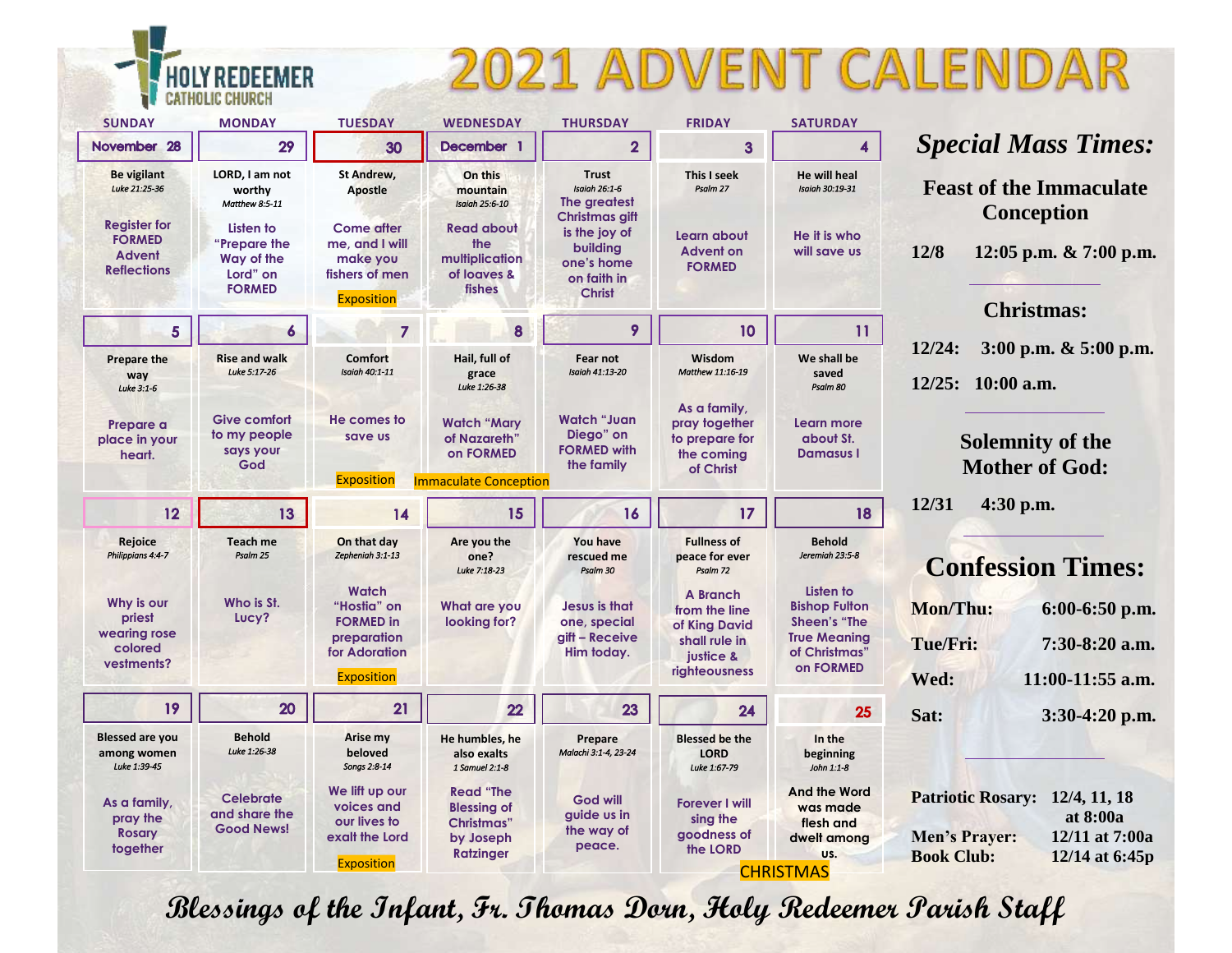# HOLY REDEEMER CATHOLIC CHURCH

# 2021 ADVENT CALENDAR

| SUNDAY | MONDAY | TUESDAY | WEDNESDAY | THURSDAY | FRIDAY | SATURDAY |
|---|---|---|---|---|---|---|
| **November 28**<br>**Be vigilant**<br>*Luke 21:25-36*<br>Register for FORMED Advent Reflections | **29**<br>**LORD, I am not worthy**<br>*Matthew 8:5-11*<br>Listen to "Prepare the Way of the Lord" on FORMED | **30**<br>**St Andrew, Apostle**<br>Come after me, and I will make you fishers of men<br>Exposition | **December 1**<br>**On this mountain**<br>*Isaiah 25:6-10*<br>Read about the multiplication of loaves & fishes | **2**<br>**Trust**<br>*Isaiah 26:1-6*<br>The greatest Christmas gift is the joy of building one's home on faith in Christ | **3**<br>**This I seek**<br>*Psalm 27*<br>Learn about Advent on FORMED | **4**<br>**He will heal**<br>*Isaiah 30:19-31*<br>He it is who will save us |
| **5**<br>**Prepare the way**<br>*Luke 3:1-6*<br>Prepare a place in your heart. | **6**<br>**Rise and walk**<br>*Luke 5:17-26*<br>Give comfort to my people says your God | **7**<br>**Comfort**<br>*Isaiah 40:1-11*<br>He comes to save us<br>Exposition | **8**<br>**Hail, full of grace**<br>*Luke 1:26-38*<br>Watch "Mary of Nazareth" on FORMED<br>Immaculate Conception | **9**<br>**Fear not**<br>*Isaiah 41:13-20*<br>Watch "Juan Diego" on FORMED with the family | **10**<br>**Wisdom**<br>*Matthew 11:16-19*<br>As a family, pray together to prepare for the coming of Christ | **11**<br>**We shall be saved**<br>*Psalm 80*<br>Learn more about St. Damasus I |
| **12**<br>**Rejoice**<br>*Philippians 4:4-7*<br>Why is our priest wearing rose colored vestments? | **13**<br>**Teach me**<br>*Psalm 25*<br>Who is St. Lucy? | **14**<br>**On that day**<br>*Zephaniah 3:1-13*<br>Watch "Hostia" on FORMED in preparation for Adoration<br>Exposition | **15**<br>**Are you the one?**<br>*Luke 7:18-23*<br>What are you looking for? | **16**<br>**You have rescued me**<br>*Psalm 30*<br>Jesus is that one, special gift – Receive Him today. | **17**<br>**Fullness of peace for ever**<br>*Psalm 72*<br>A Branch from the line of King David shall rule in justice & righteousness | **18**<br>**Behold**<br>*Jeremiah 23:5-8*<br>Listen to Bishop Fulton Sheen's "The True Meaning of Christmas" on FORMED |
| **19**<br>**Blessed are you among women**<br>*Luke 1:39-45*<br>As a family, pray the Rosary together | **20**<br>**Behold**<br>*Luke 1:26-38*<br>Celebrate and share the Good News! | **21**<br>**Arise my beloved**<br>*Songs 2:8-14*<br>We lift up our voices and our lives to exalt the Lord<br>Exposition | **22**<br>**He humbles, he also exalts**<br>*1 Samuel 2:1-8*<br>Read "The Blessing of Christmas" by Joseph Ratzinger | **23**<br>**Prepare**<br>*Malachi 3:1-4, 23-24*<br>God will guide us in the way of peace. | **24**<br>**Blessed be the LORD**<br>*Luke 1:67-79*<br>Forever I will sing the goodness of the LORD | **25**<br>**In the beginning**<br>*John 1:1-8*<br>And the Word was made flesh and dwelt among us.<br>CHRISTMAS |

## *Special Mass Times:*

### Feast of the Immaculate Conception

**12/8** 12:05 p.m. & 7:00 p.m.

### Christmas:

**12/24:** 3:00 p.m. & 5:00 p.m.

**12/25:** 10:00 a.m.

### Solemnity of the Mother of God:

**12/31** 4:30 p.m.

## Confession Times:

**Mon/Thu:** 6:00-6:50 p.m.

**Tue/Fri:** 7:30-8:20 a.m.

**Wed:** 11:00-11:55 a.m.

**Sat:** 3:30-4:20 p.m.

**Patriotic Rosary:** 12/4, 11, 18 at 8:00a

**Men's Prayer:** 12/11 at 7:00a

**Book Club:** 12/14 at 6:45p

*Blessings of the Infant, Fr. Thomas Dorn, Holy Redeemer Parish Staff*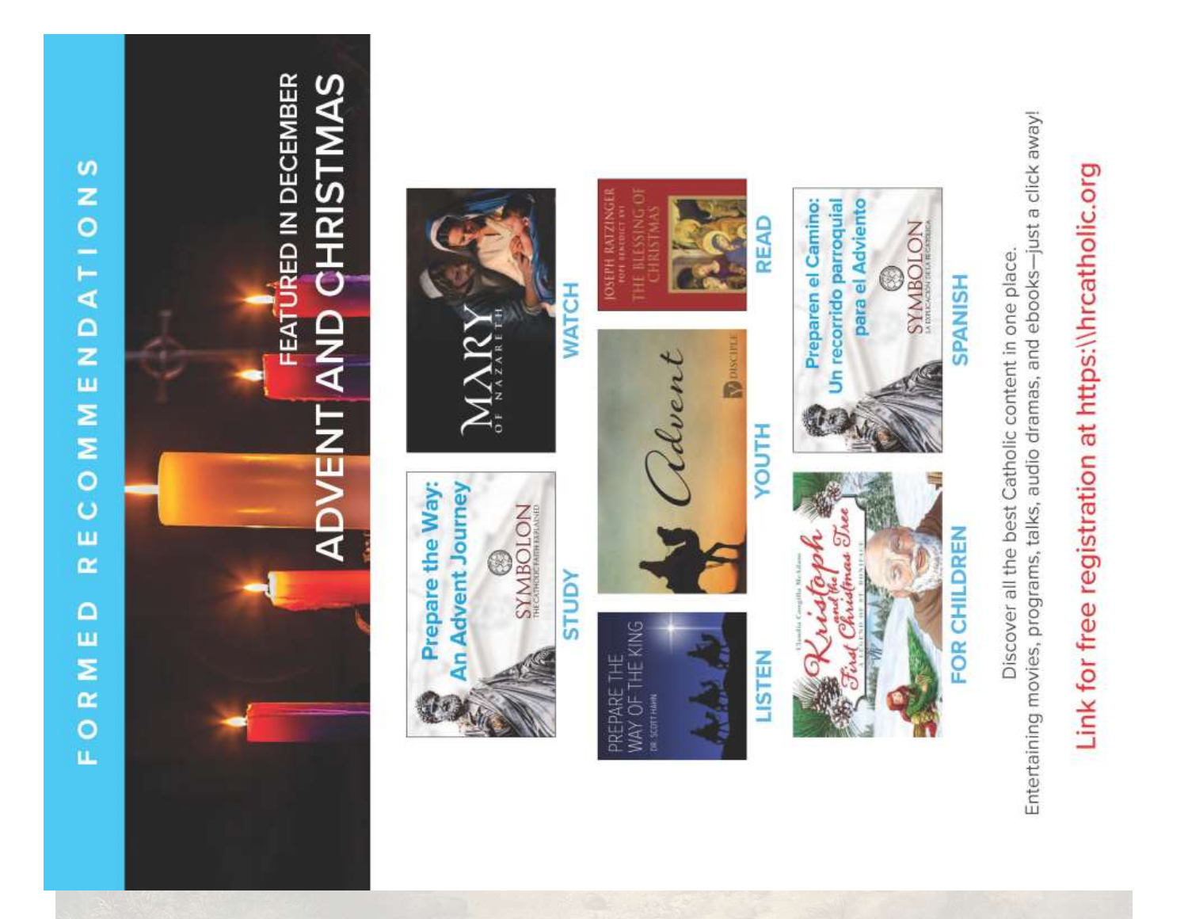# FORMED RECOMMENDATIONS

## FEATURED IN DECEMBER
## ADVENT AND CHRISTMAS

**WATCH**
MARY OF NAZARETH

**STUDY**
Prepare the Way: An Advent Journey
SYMBOLON THE CATHOLIC FAITH EXPLAINED

**READ**
JOSEPH RATZINGER POPE BENEDICT XVI
THE BLESSING OF CHRISTMAS

**YOUTH**
Advent
DISCIPLE

**LISTEN**
PREPARE THE WAY OF THE KING
DR. SCOTT HAHN

**SPANISH**
Preparen el Camino: Un recorrido parroquial para el Adviento
SYMBOLON LA EXPLICACIÓN DE LA FE CATÓLICA

**FOR CHILDREN**
Claudia Cangilla McAdam
Kristoph and the First Christmas Tree
A LEGEND OF ST. BONIFACE

Discover all the best Catholic content in one place.
Entertaining movies, programs, talks, audio dramas, and ebooks—just a click away!

**Link for free registration at https:\\hrcatholic.org**